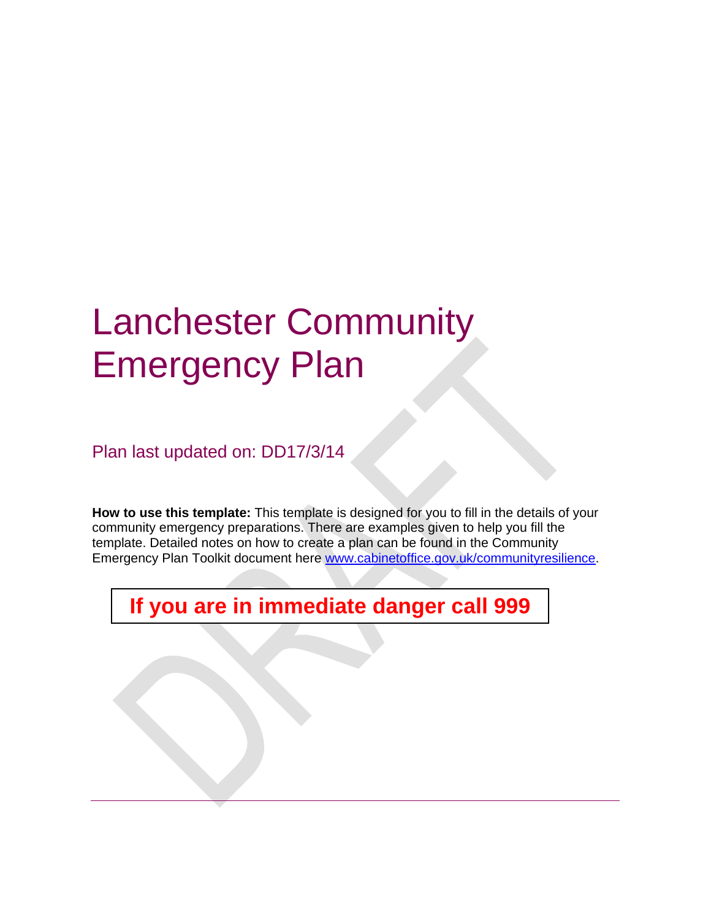# Lanchester Community Emergency Plan

Plan last updated on: DD17/3/14

**How to use this template:** This template is designed for you to fill in the details of your community emergency preparations. There are examples given to help you fill the template. Detailed notes on how to create a plan can be found in the Community Emergency Plan Toolkit document here [www.cabinetoffice.gov.uk/communityresilience](www.cabinetoffice.gov.uk/communityresilience).

**If you are in immediate danger call 999**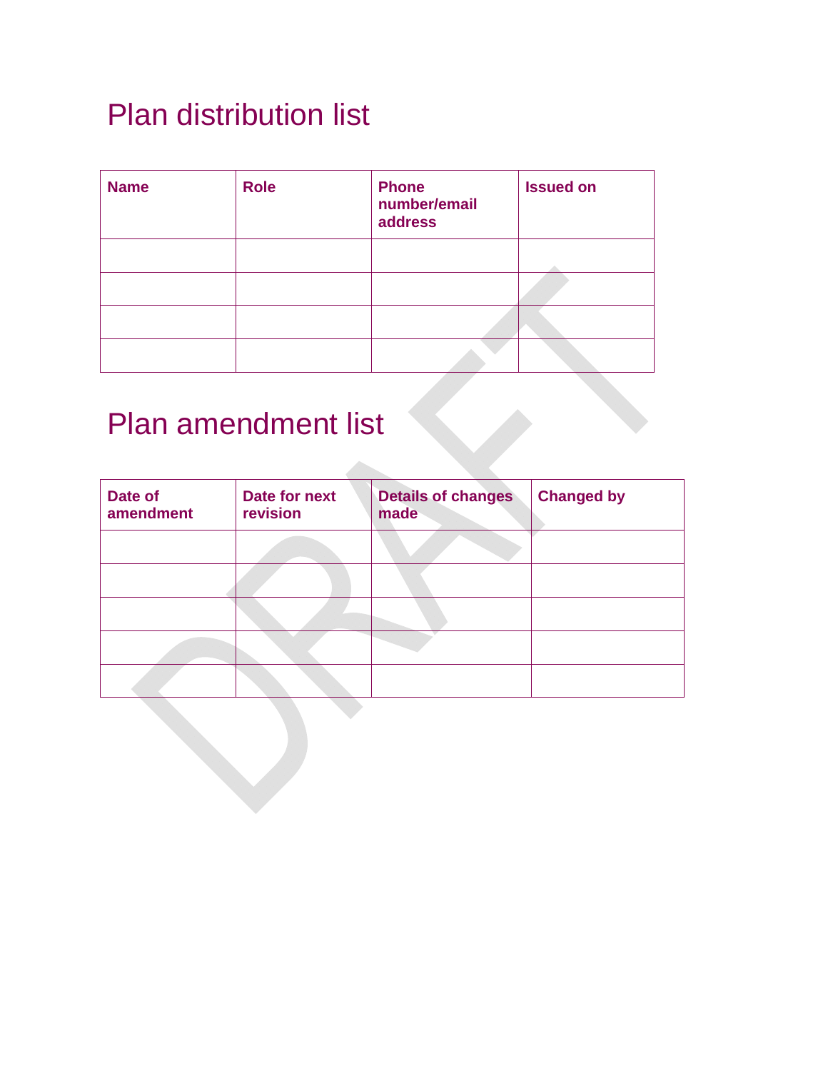# Plan distribution list

| Name | Role | Phone number/email address | Issued on |
|---|---|---|---|
| | | | |
| | | | |
| | | | |
| | | | |

# Plan amendment list

| Date of amendment | Date for next revision | Details of changes made | Changed by |
|---|---|---|---|
| | | | |
| | | | |
| | | | |
| | | | |
| | | | |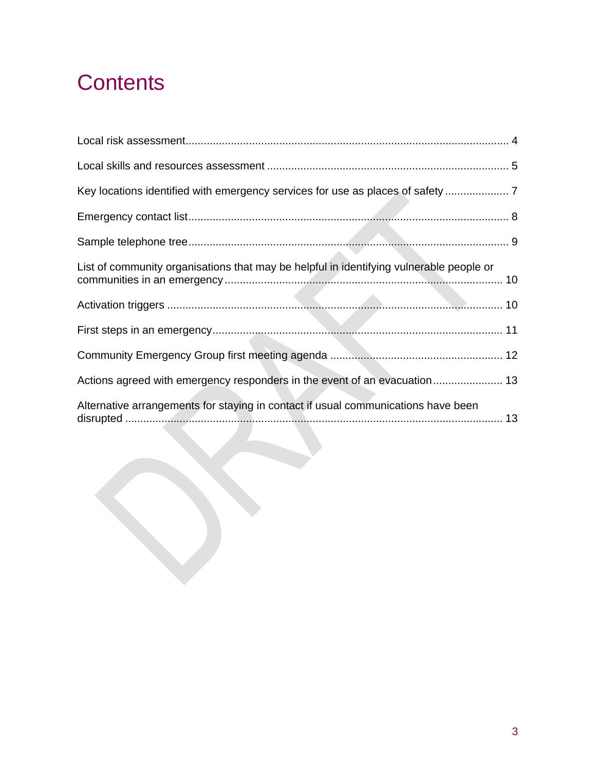# Contents

Local risk assessment........................................................................................................ 4

Local skills and resources assessment ............................................................................. 5

Key locations identified with emergency services for use as places of safety .................... 7

Emergency contact list....................................................................................................... 8

Sample telephone tree....................................................................................................... 9

List of community organisations that may be helpful in identifying vulnerable people or communities in an emergency ......................................................................................... 10

Activation triggers ............................................................................................................ 10

First steps in an emergency............................................................................................. 11

Community Emergency Group first meeting agenda ....................................................... 12

Actions agreed with emergency responders in the event of an evacuation...................... 13

Alternative arrangements for staying in contact if usual communications have been disrupted ......................................................................................................................... 13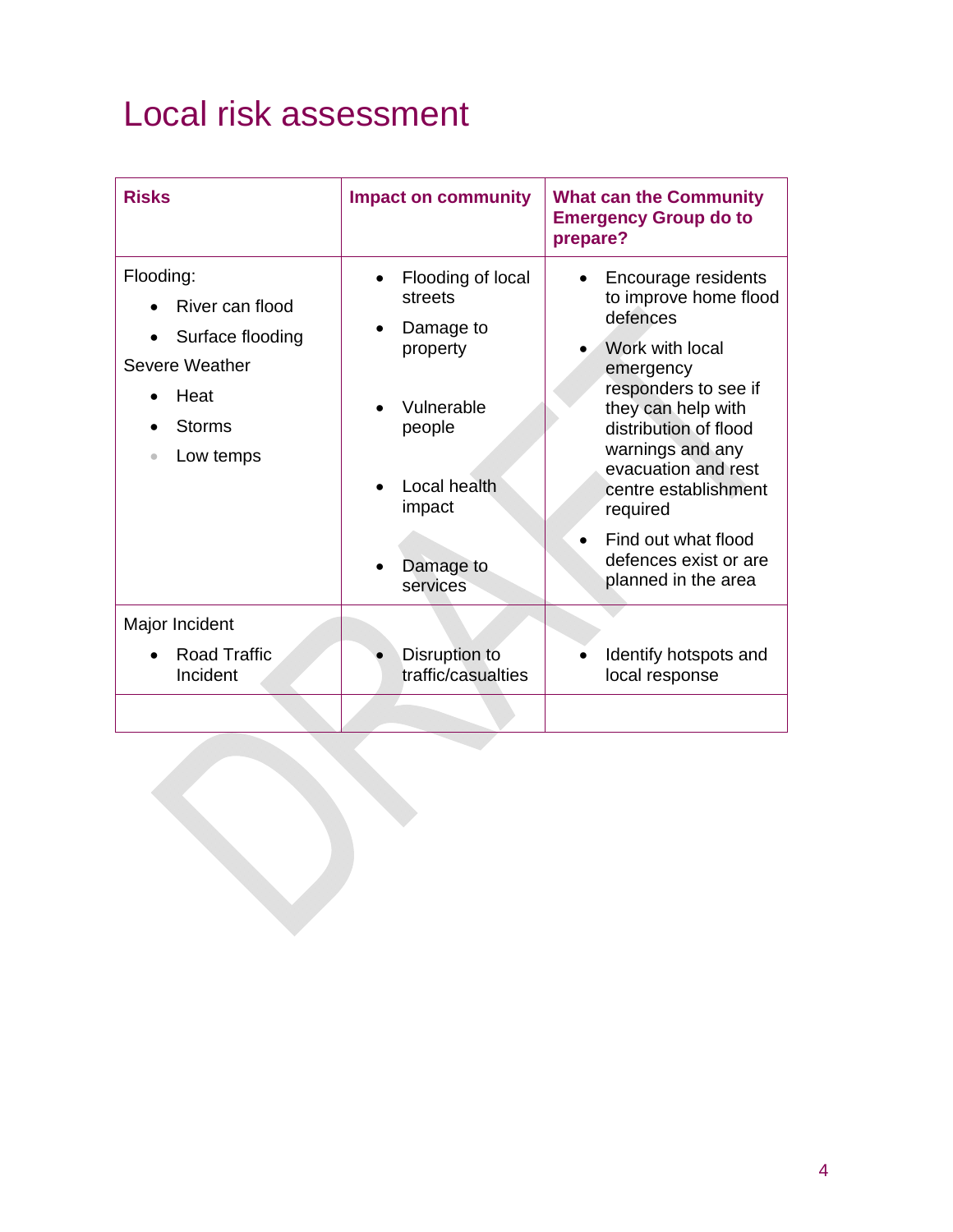# Local risk assessment

| Risks | Impact on community | What can the Community Emergency Group do to prepare? |
|---|---|---|
| Flooding:<br>• River can flood<br>• Surface flooding<br>Severe Weather<br>• Heat<br>• Storms<br>• Low temps | • Flooding of local streets<br>• Damage to property<br>• Vulnerable people<br>• Local health impact<br>• Damage to services | • Encourage residents to improve home flood defences<br>• Work with local emergency responders to see if they can help with distribution of flood warnings and any evacuation and rest centre establishment required<br>• Find out what flood defences exist or are planned in the area |
| Major Incident<br>• Road Traffic Incident | • Disruption to traffic/casualties | • Identify hotspots and local response |
| | | |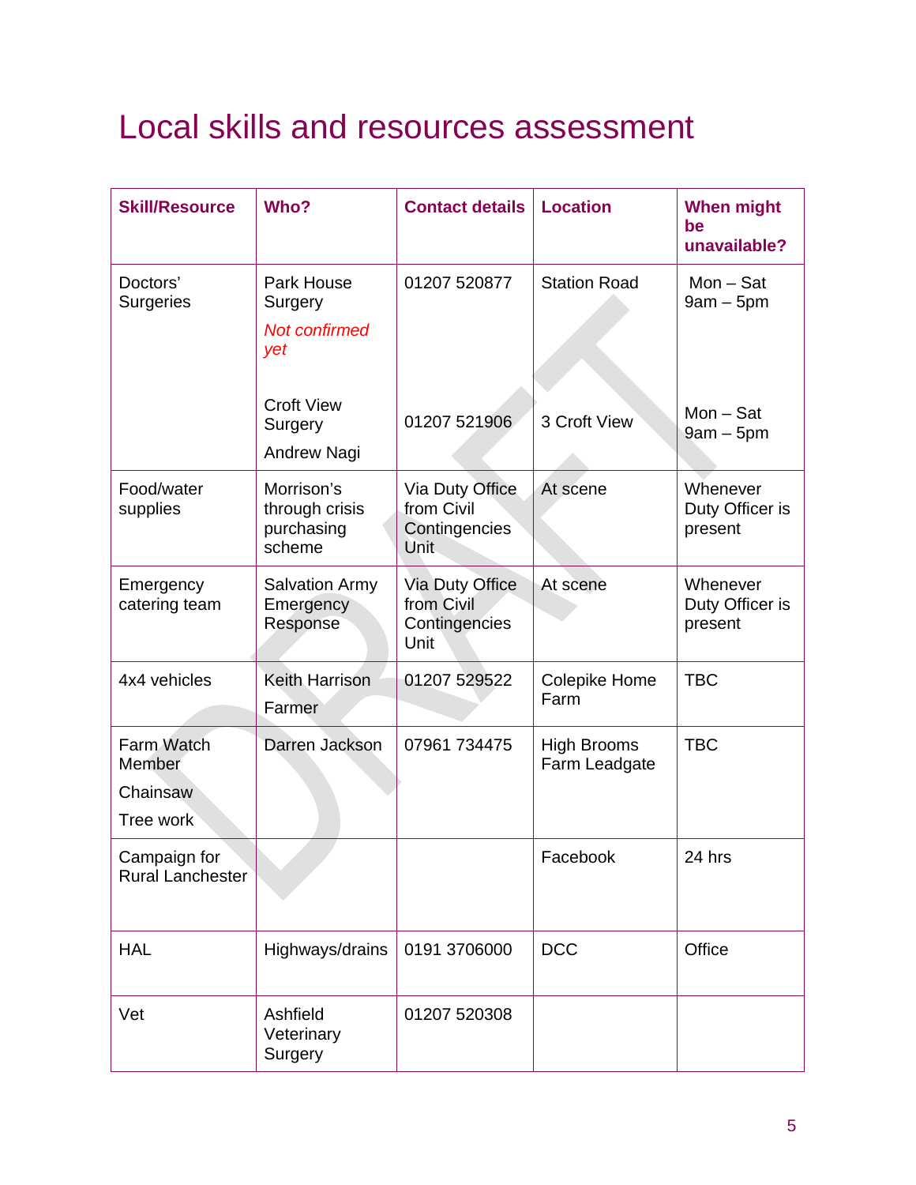# Local skills and resources assessment

| Skill/Resource | Who? | Contact details | Location | When might be unavailable? |
|---|---|---|---|---|
| Doctors' Surgeries | Park House Surgery<br>*Not confirmed yet* | 01207 520877 | Station Road | Mon – Sat 9am – 5pm |
| | Croft View Surgery<br>Andrew Nagi | 01207 521906 | 3 Croft View | Mon – Sat 9am – 5pm |
| Food/water supplies | Morrison's through crisis purchasing scheme | Via Duty Office from Civil Contingencies Unit | At scene | Whenever Duty Officer is present |
| Emergency catering team | Salvation Army Emergency Response | Via Duty Office from Civil Contingencies Unit | At scene | Whenever Duty Officer is present |
| 4x4 vehicles | Keith Harrison<br>Farmer | 01207 529522 | Colepike Home Farm | TBC |
| Farm Watch Member<br>Chainsaw<br>Tree work | Darren Jackson | 07961 734475 | High Brooms Farm Leadgate | TBC |
| Campaign for Rural Lanchester | | | Facebook | 24 hrs |
| HAL | Highways/drains | 0191 3706000 | DCC | Office |
| Vet | Ashfield Veterinary Surgery | 01207 520308 | | |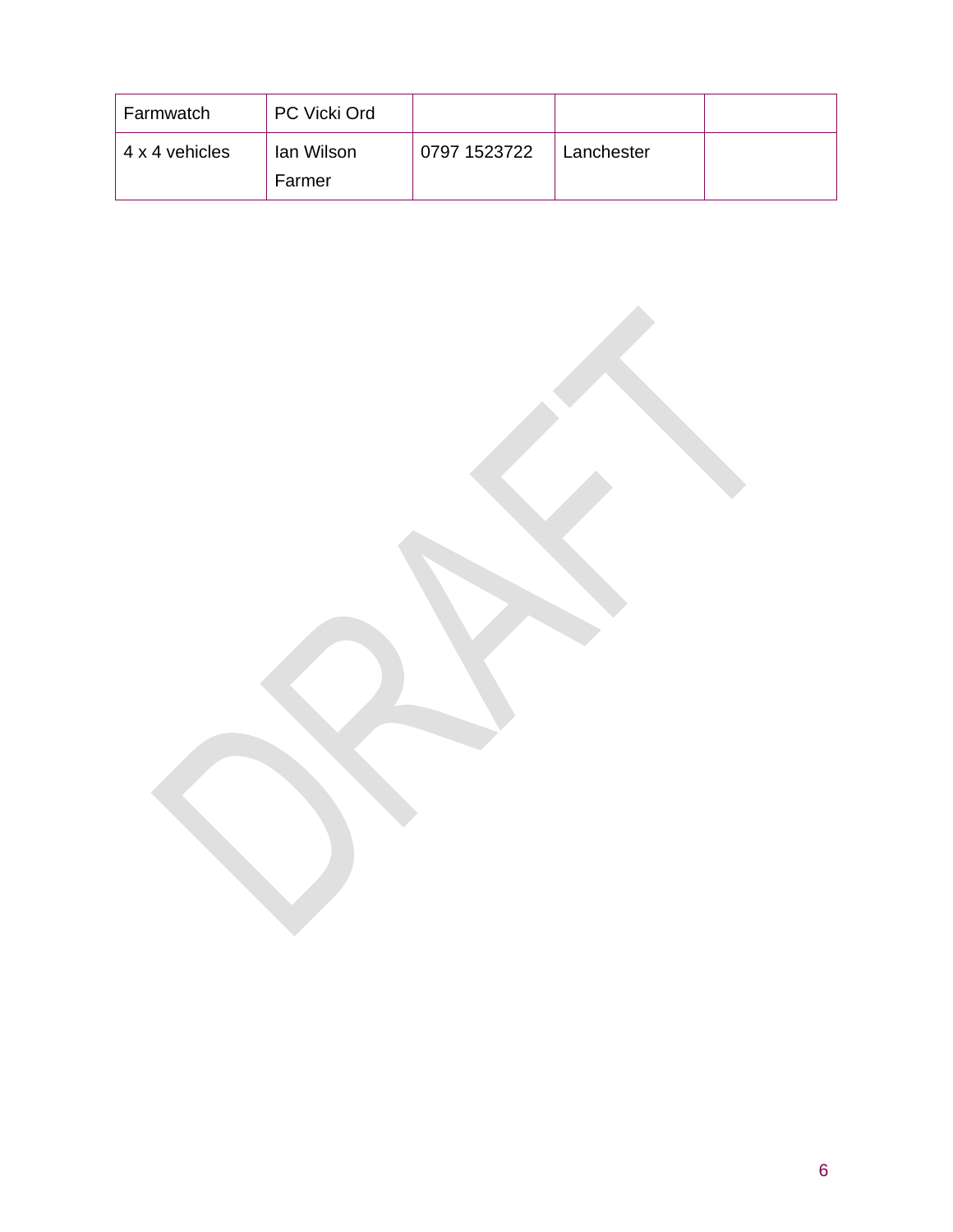| | | | | |
|---|---|---|---|---|
| Farmwatch | PC Vicki Ord | | | |
| 4 x 4 vehicles | Ian Wilson<br>Farmer | 0797 1523722 | Lanchester | |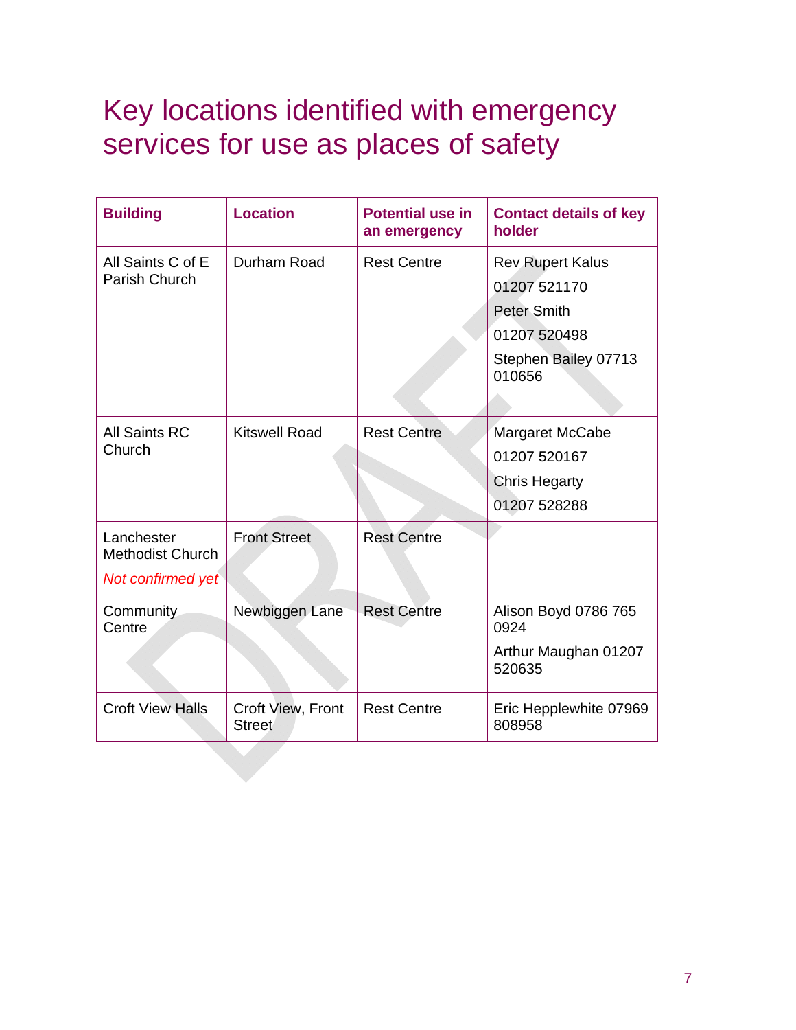# Key locations identified with emergency services for use as places of safety

| **Building** | **Location** | **Potential use in an emergency** | **Contact details of key holder** |
|---|---|---|---|
| All Saints C of E Parish Church | Durham Road | Rest Centre | Rev Rupert Kalus<br>01207 521170<br>Peter Smith<br>01207 520498<br>Stephen Bailey 07713 010656 |
| All Saints RC Church | Kitswell Road | Rest Centre | Margaret McCabe<br>01207 520167<br>Chris Hegarty<br>01207 528288 |
| Lanchester Methodist Church<br>*Not confirmed yet* | Front Street | Rest Centre | |
| Community Centre | Newbiggen Lane | Rest Centre | Alison Boyd 0786 765 0924<br>Arthur Maughan 01207 520635 |
| Croft View Halls | Croft View, Front Street | Rest Centre | Eric Hepplewhite 07969 808958 |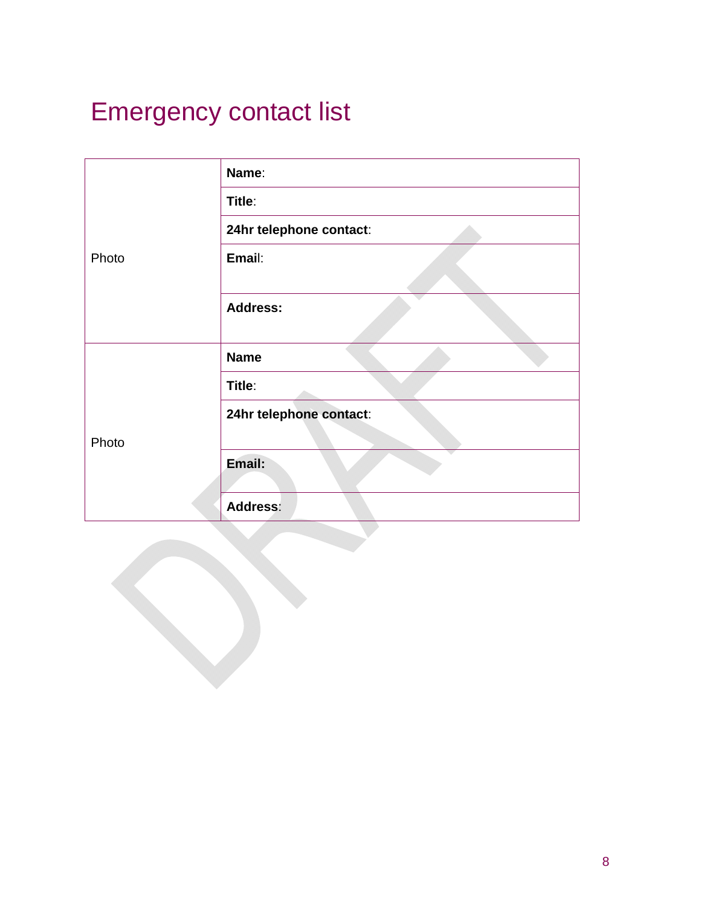# Emergency contact list

| Photo | Name: |
|---|---|
| | Title: |
| | 24hr telephone contact: |
| | Email: |
| | Address: |
| Photo | Name |
| | Title: |
| | 24hr telephone contact: |
| | Email: |
| | Address: |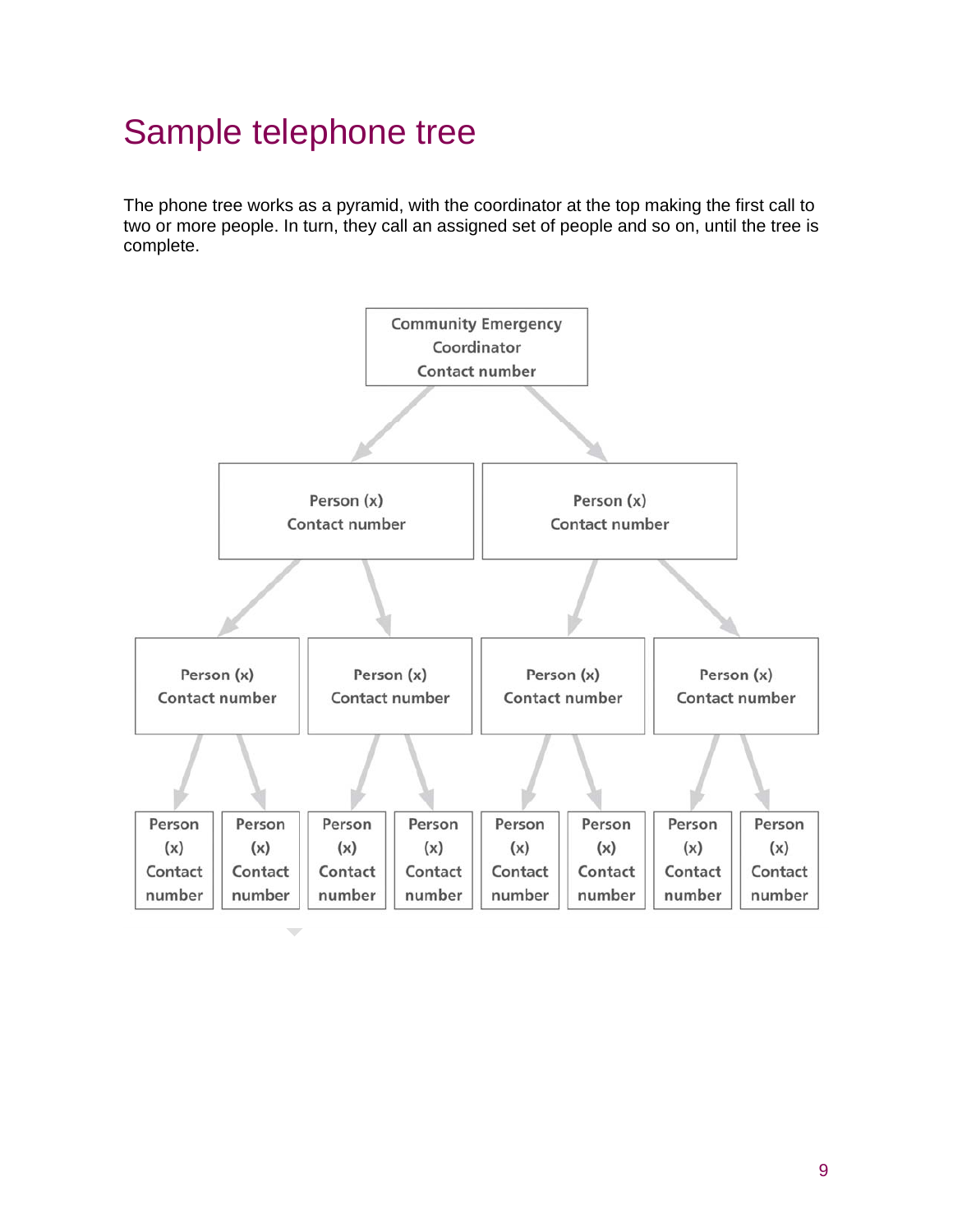# Sample telephone tree

The phone tree works as a pyramid, with the coordinator at the top making the first call to two or more people. In turn, they call an assigned set of people and so on, until the tree is complete.

Community Emergency Coordinator
Contact number

Person (x)
Contact number

Person (x)
Contact number

Person (x)
Contact number

Person (x)
Contact number

Person (x)
Contact number

Person (x)
Contact number

Person (x)
Contact number

Person (x)
Contact number

Person (x)
Contact number

Person (x)
Contact number

Person (x)
Contact number

Person (x)
Contact number

Person (x)
Contact number

Person (x)
Contact number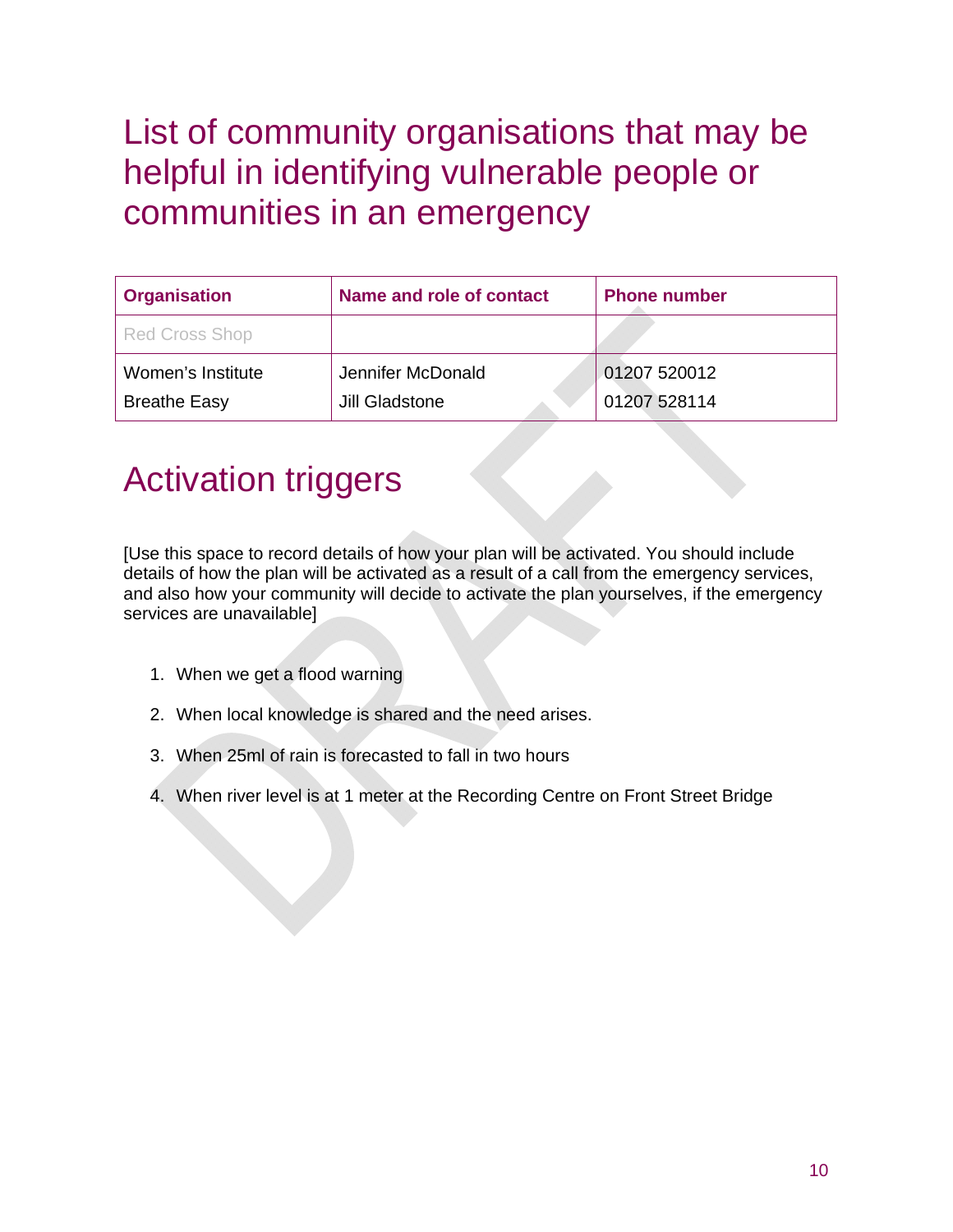# List of community organisations that may be helpful in identifying vulnerable people or communities in an emergency

| Organisation | Name and role of contact | Phone number |
|---|---|---|
| Red Cross Shop | | |
| Women's Institute<br>Breathe Easy | Jennifer McDonald<br>Jill Gladstone | 01207 520012<br>01207 528114 |

# Activation triggers

[Use this space to record details of how your plan will be activated. You should include details of how the plan will be activated as a result of a call from the emergency services, and also how your community will decide to activate the plan yourselves, if the emergency services are unavailable]

1. When we get a flood warning
2. When local knowledge is shared and the need arises.
3. When 25ml of rain is forecasted to fall in two hours
4. When river level is at 1 meter at the Recording Centre on Front Street Bridge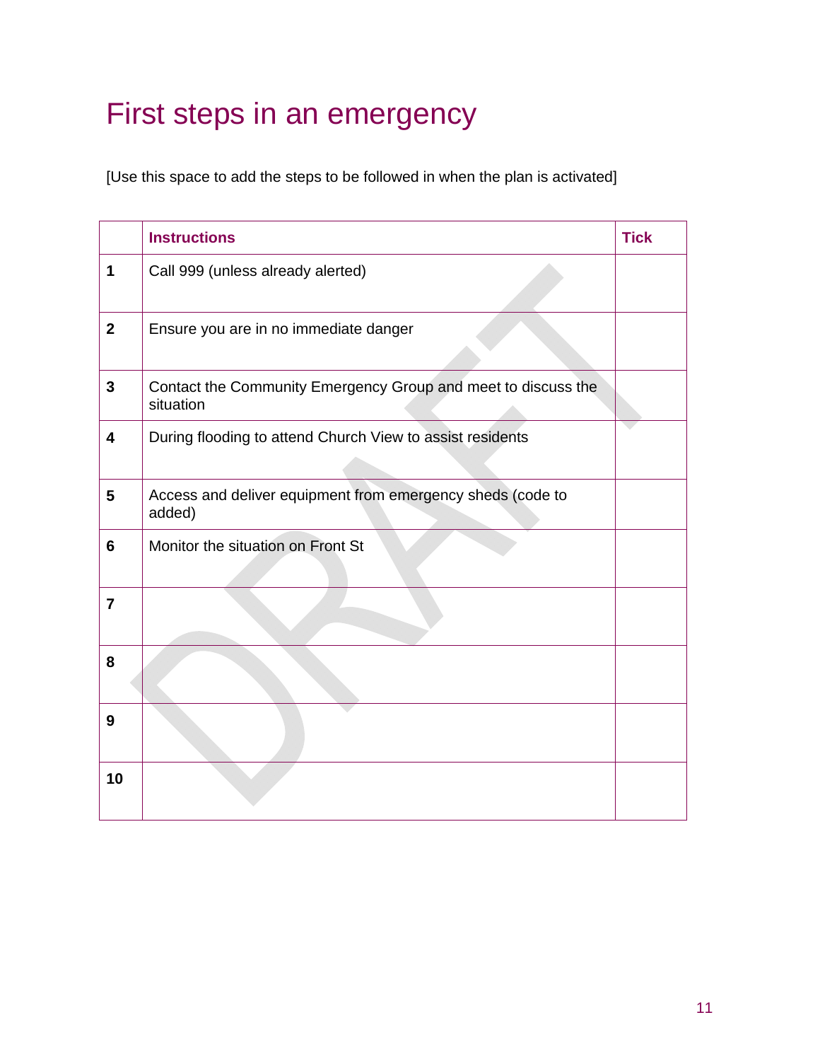# First steps in an emergency

[Use this space to add the steps to be followed in when the plan is activated]

| | Instructions | Tick |
|---|---|---|
| **1** | Call 999 (unless already alerted) | |
| **2** | Ensure you are in no immediate danger | |
| **3** | Contact the Community Emergency Group and meet to discuss the situation | |
| **4** | During flooding to attend Church View to assist residents | |
| **5** | Access and deliver equipment from emergency sheds (code to added) | |
| **6** | Monitor the situation on Front St | |
| **7** | | |
| **8** | | |
| **9** | | |
| **10** | | |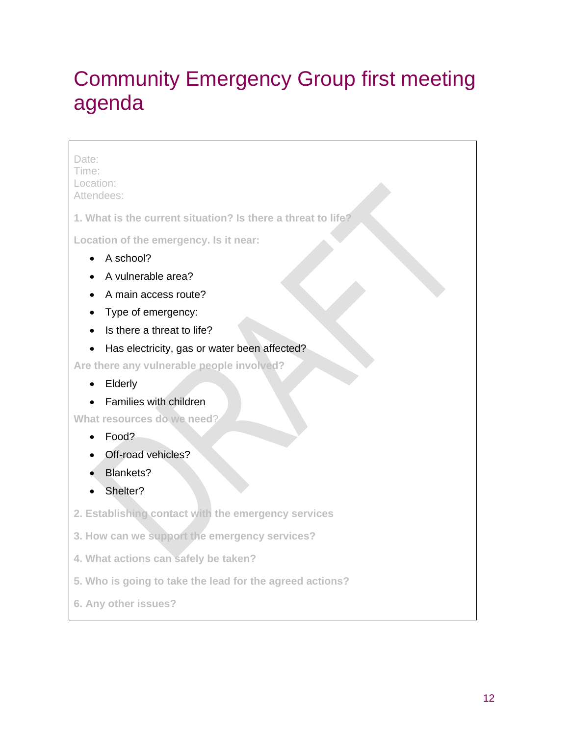# Community Emergency Group first meeting agenda

Date:
Time:
Location:
Attendees:

**1. What is the current situation? Is there a threat to life?**

**Location of the emergency. Is it near:**

- A school?
- A vulnerable area?
- A main access route?
- Type of emergency:
- Is there a threat to life?
- Has electricity, gas or water been affected?

**Are there any vulnerable people involved?**

- Elderly
- Families with children

**What resources do we need**?

- Food?
- Off-road vehicles?
- Blankets?
- Shelter?

**2. Establishing contact with the emergency services**

**3. How can we support the emergency services?**

**4. What actions can safely be taken?**

**5. Who is going to take the lead for the agreed actions?**

**6. Any other issues?**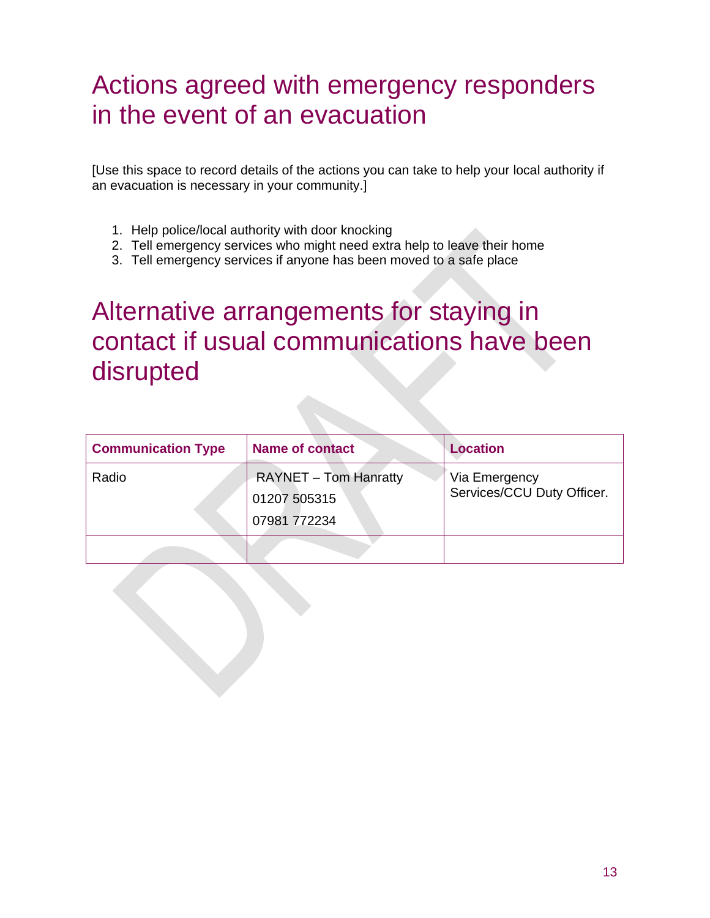# Actions agreed with emergency responders in the event of an evacuation

[Use this space to record details of the actions you can take to help your local authority if an evacuation is necessary in your community.]

1. Help police/local authority with door knocking
2. Tell emergency services who might need extra help to leave their home
3. Tell emergency services if anyone has been moved to a safe place

# Alternative arrangements for staying in contact if usual communications have been disrupted

| Communication Type | Name of contact | Location |
|---|---|---|
| Radio | RAYNET – Tom Hanratty<br>01207 505315<br>07981 772234 | Via Emergency Services/CCU Duty Officer. |
| | | |